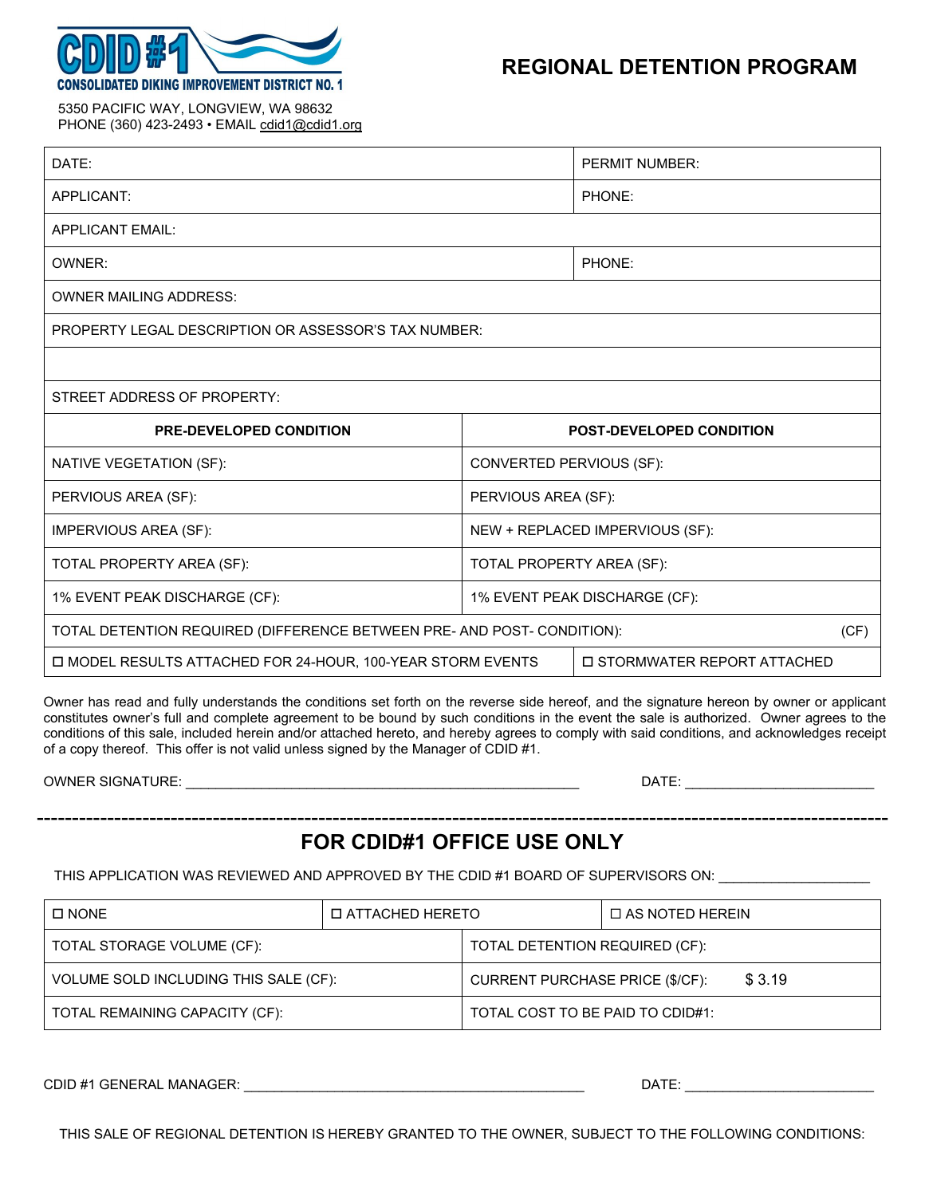**CDID #1**
**CONSOLIDATED DIKING IMPROVEMENT DISTRICT NO. 1**

5350 PACIFIC WAY, LONGVIEW, WA 98632
PHONE (360) 423-2493 • EMAIL cdid1@cdid1.org

# REGIONAL DETENTION PROGRAM

| DATE: | PERMIT NUMBER: |
|---|---|
| APPLICANT: | PHONE: |
| APPLICANT EMAIL: | |
| OWNER: | PHONE: |
| OWNER MAILING ADDRESS: | |
| PROPERTY LEGAL DESCRIPTION OR ASSESSOR'S TAX NUMBER: | |
| | |
| STREET ADDRESS OF PROPERTY: | |

| **PRE-DEVELOPED CONDITION** | **POST-DEVELOPED CONDITION** |
|---|---|
| NATIVE VEGETATION (SF): | CONVERTED PERVIOUS (SF): |
| PERVIOUS AREA (SF): | PERVIOUS AREA (SF): |
| IMPERVIOUS AREA (SF): | NEW + REPLACED IMPERVIOUS (SF): |
| TOTAL PROPERTY AREA (SF): | TOTAL PROPERTY AREA (SF): |
| 1% EVENT PEAK DISCHARGE (CF): | 1% EVENT PEAK DISCHARGE (CF): |
| TOTAL DETENTION REQUIRED (DIFFERENCE BETWEEN PRE- AND POST- CONDITION): | (CF) |
| ☐ MODEL RESULTS ATTACHED FOR 24-HOUR, 100-YEAR STORM EVENTS | ☐ STORMWATER REPORT ATTACHED |

Owner has read and fully understands the conditions set forth on the reverse side hereof, and the signature hereon by owner or applicant constitutes owner's full and complete agreement to be bound by such conditions in the event the sale is authorized. Owner agrees to the conditions of this sale, included herein and/or attached hereto, and hereby agrees to comply with said conditions, and acknowledges receipt of a copy thereof. This offer is not valid unless signed by the Manager of CDID #1.

OWNER SIGNATURE: ____________________________________________________ DATE: _________________________

---

## FOR CDID#1 OFFICE USE ONLY

THIS APPLICATION WAS REVIEWED AND APPROVED BY THE CDID #1 BOARD OF SUPERVISORS ON: ___________________

| ☐ NONE | ☐ ATTACHED HERETO | ☐ AS NOTED HEREIN |
|---|---|---|

| TOTAL STORAGE VOLUME (CF): | TOTAL DETENTION REQUIRED (CF): |
|---|---|
| VOLUME SOLD INCLUDING THIS SALE (CF): | CURRENT PURCHASE PRICE ($/CF): $ 3.19 |
| TOTAL REMAINING CAPACITY (CF): | TOTAL COST TO BE PAID TO CDID#1: |

CDID #1 GENERAL MANAGER: _____________________________________________ DATE: _________________________

THIS SALE OF REGIONAL DETENTION IS HEREBY GRANTED TO THE OWNER, SUBJECT TO THE FOLLOWING CONDITIONS: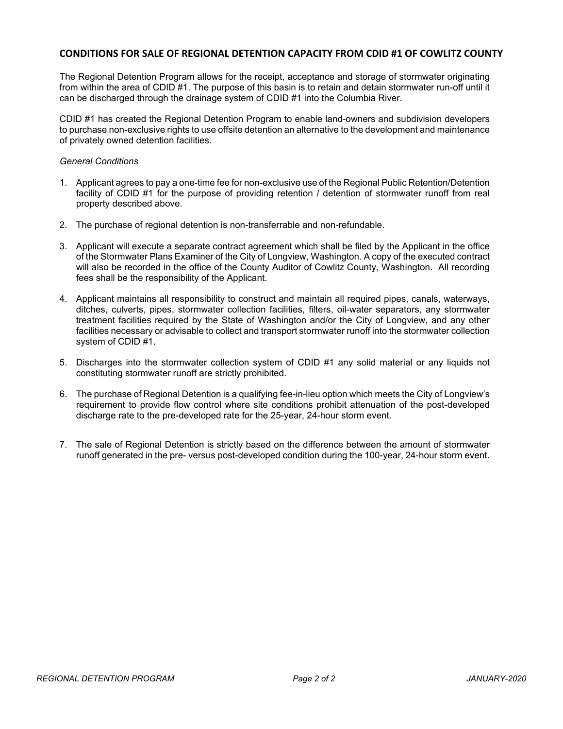## CONDITIONS FOR SALE OF REGIONAL DETENTION CAPACITY FROM CDID #1 OF COWLITZ COUNTY

The Regional Detention Program allows for the receipt, acceptance and storage of stormwater originating from within the area of CDID #1. The purpose of this basin is to retain and detain stormwater run-off until it can be discharged through the drainage system of CDID #1 into the Columbia River.

CDID #1 has created the Regional Detention Program to enable land-owners and subdivision developers to purchase non-exclusive rights to use offsite detention an alternative to the development and maintenance of privately owned detention facilities.

*General Conditions*

1. Applicant agrees to pay a one-time fee for non-exclusive use of the Regional Public Retention/Detention facility of CDID #1 for the purpose of providing retention / detention of stormwater runoff from real property described above.

2. The purchase of regional detention is non-transferrable and non-refundable.

3. Applicant will execute a separate contract agreement which shall be filed by the Applicant in the office of the Stormwater Plans Examiner of the City of Longview, Washington. A copy of the executed contract will also be recorded in the office of the County Auditor of Cowlitz County, Washington. All recording fees shall be the responsibility of the Applicant.

4. Applicant maintains all responsibility to construct and maintain all required pipes, canals, waterways, ditches, culverts, pipes, stormwater collection facilities, filters, oil-water separators, any stormwater treatment facilities required by the State of Washington and/or the City of Longview, and any other facilities necessary or advisable to collect and transport stormwater runoff into the stormwater collection system of CDID #1.

5. Discharges into the stormwater collection system of CDID #1 any solid material or any liquids not constituting stormwater runoff are strictly prohibited.

6. The purchase of Regional Detention is a qualifying fee-in-lieu option which meets the City of Longview's requirement to provide flow control where site conditions prohibit attenuation of the post-developed discharge rate to the pre-developed rate for the 25-year, 24-hour storm event.

7. The sale of Regional Detention is strictly based on the difference between the amount of stormwater runoff generated in the pre- versus post-developed condition during the 100-year, 24-hour storm event.